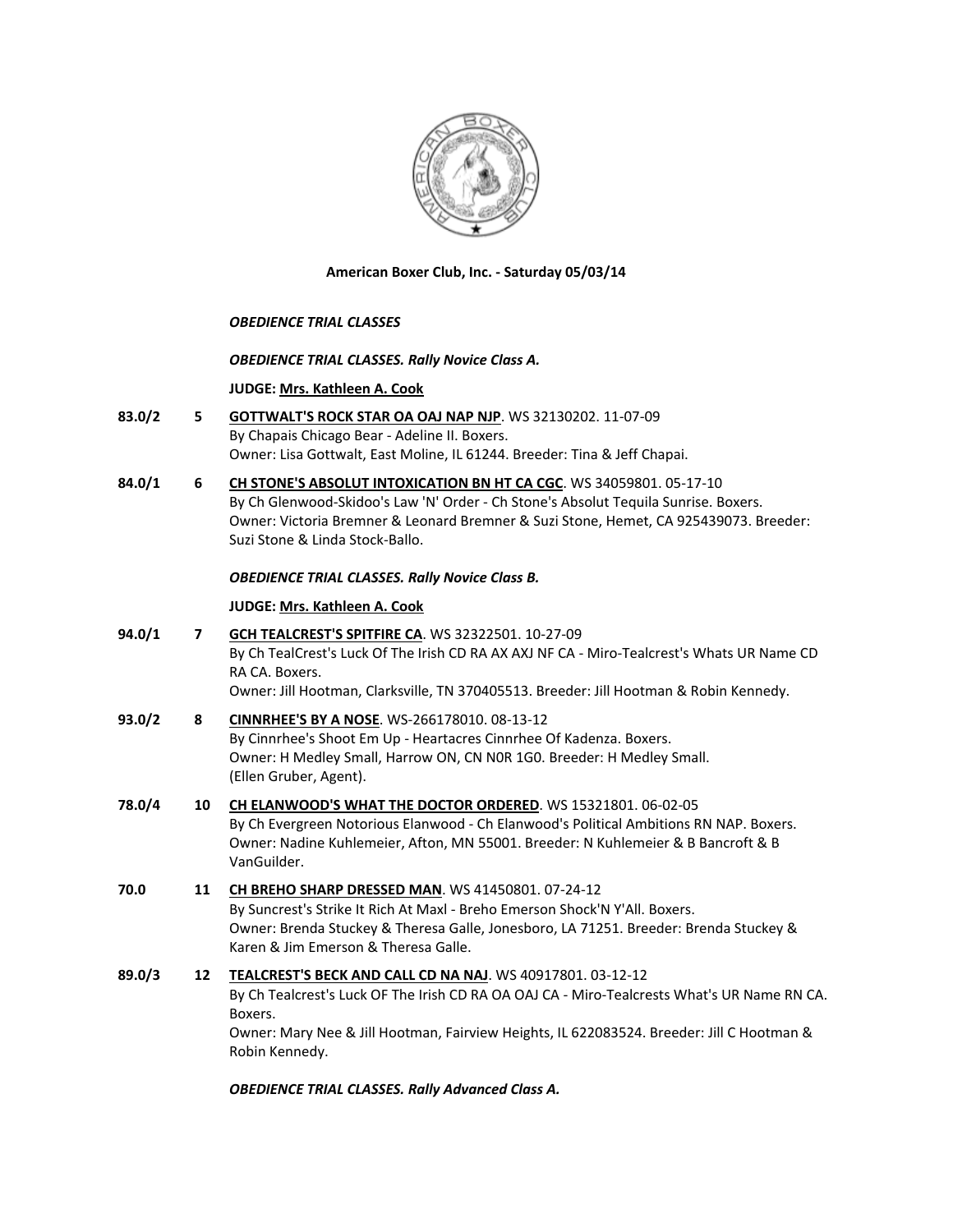**American Boxer Club, Inc. - Saturday 05/03/14**

*OBEDIENCE TRIAL CLASSES*

*OBEDIENCE TRIAL CLASSES. Rally Novice Class A.*

**JUDGE: Mrs. Kathleen A. Cook**

**83.0/2** **5** **GOTTWALT'S ROCK STAR OA OAJ NAP NJP**. WS 32130202. 11-07-09
By Chapais Chicago Bear - Adeline II. Boxers.
Owner: Lisa Gottwalt, East Moline, IL 61244. Breeder: Tina & Jeff Chapai.

**84.0/1** **6** **CH STONE'S ABSOLUT INTOXICATION BN HT CA CGC**. WS 34059801. 05-17-10
By Ch Glenwood-Skidoo's Law 'N' Order - Ch Stone's Absolut Tequila Sunrise. Boxers.
Owner: Victoria Bremner & Leonard Bremner & Suzi Stone, Hemet, CA 925439073. Breeder: Suzi Stone & Linda Stock-Ballo.

*OBEDIENCE TRIAL CLASSES. Rally Novice Class B.*

**JUDGE: Mrs. Kathleen A. Cook**

**94.0/1** **7** **GCH TEALCREST'S SPITFIRE CA**. WS 32322501. 10-27-09
By Ch TealCrest's Luck Of The Irish CD RA AX AXJ NF CA - Miro-Tealcrest's Whats UR Name CD RA CA. Boxers.
Owner: Jill Hootman, Clarksville, TN 370405513. Breeder: Jill Hootman & Robin Kennedy.

**93.0/2** **8** **CINNRHEE'S BY A NOSE**. WS-266178010. 08-13-12
By Cinnrhee's Shoot Em Up - Heartacres Cinnrhee Of Kadenza. Boxers.
Owner: H Medley Small, Harrow ON, CN N0R 1G0. Breeder: H Medley Small.
(Ellen Gruber, Agent).

**78.0/4** **10** **CH ELANWOOD'S WHAT THE DOCTOR ORDERED**. WS 15321801. 06-02-05
By Ch Evergreen Notorious Elanwood - Ch Elanwood's Political Ambitions RN NAP. Boxers.
Owner: Nadine Kuhlemeier, Afton, MN 55001. Breeder: N Kuhlemeier & B Bancroft & B VanGuilder.

**70.0** **11** **CH BREHO SHARP DRESSED MAN**. WS 41450801. 07-24-12
By Suncrest's Strike It Rich At Maxl - Breho Emerson Shock'N Y'All. Boxers.
Owner: Brenda Stuckey & Theresa Galle, Jonesboro, LA 71251. Breeder: Brenda Stuckey & Karen & Jim Emerson & Theresa Galle.

**89.0/3** **12** **TEALCREST'S BECK AND CALL CD NA NAJ**. WS 40917801. 03-12-12
By Ch Tealcrest's Luck OF The Irish CD RA OA OAJ CA - Miro-Tealcrests What's UR Name RN CA. Boxers.
Owner: Mary Nee & Jill Hootman, Fairview Heights, IL 622083524. Breeder: Jill C Hootman & Robin Kennedy.

*OBEDIENCE TRIAL CLASSES. Rally Advanced Class A.*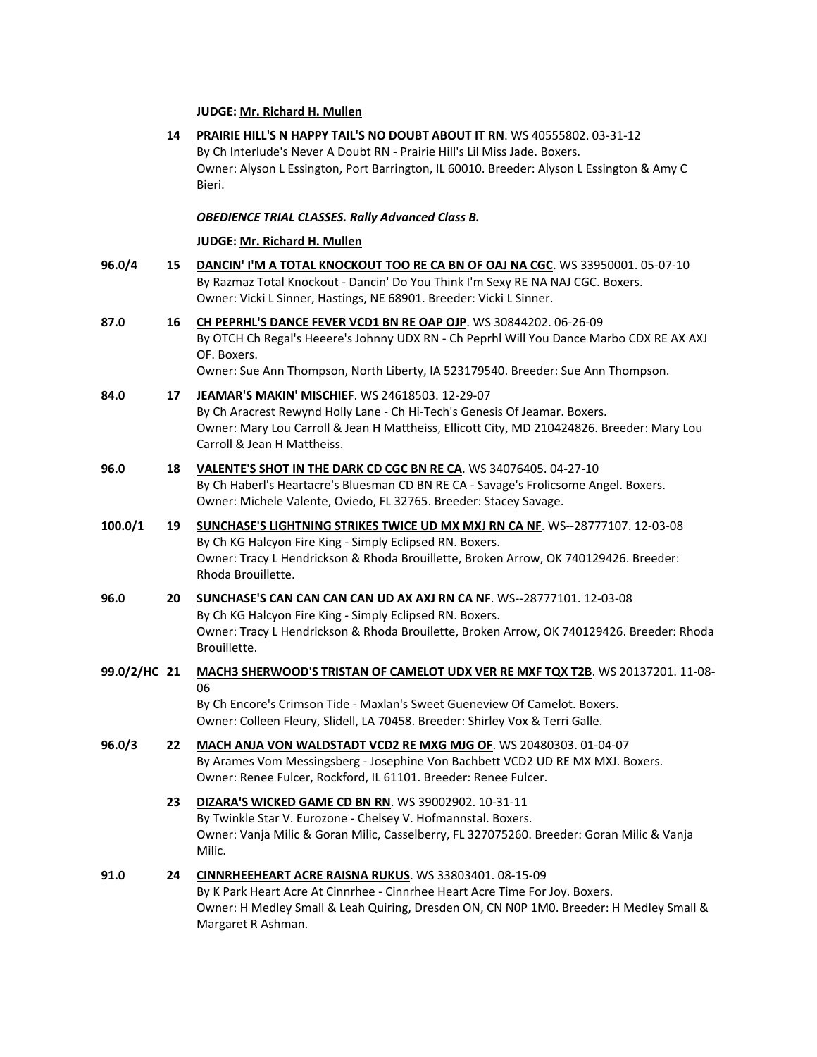**JUDGE: Mr. Richard H. Mullen**

**14** **PRAIRIE HILL'S N HAPPY TAIL'S NO DOUBT ABOUT IT RN**. WS 40555802. 03-31-12
By Ch Interlude's Never A Doubt RN - Prairie Hill's Lil Miss Jade. Boxers.
Owner: Alyson L Essington, Port Barrington, IL 60010. Breeder: Alyson L Essington & Amy C Bieri.

***OBEDIENCE TRIAL CLASSES. Rally Advanced Class B.***

**JUDGE: Mr. Richard H. Mullen**

**96.0/4** **15** **DANCIN' I'M A TOTAL KNOCKOUT TOO RE CA BN OF OAJ NA CGC**. WS 33950001. 05-07-10
By Razmaz Total Knockout - Dancin' Do You Think I'm Sexy RE NA NAJ CGC. Boxers.
Owner: Vicki L Sinner, Hastings, NE 68901. Breeder: Vicki L Sinner.

**87.0** **16** **CH PEPRHL'S DANCE FEVER VCD1 BN RE OAP OJP**. WS 30844202. 06-26-09
By OTCH Ch Regal's Heeere's Johnny UDX RN - Ch Peprhl Will You Dance Marbo CDX RE AX AXJ OF. Boxers.
Owner: Sue Ann Thompson, North Liberty, IA 523179540. Breeder: Sue Ann Thompson.

**84.0** **17** **JEAMAR'S MAKIN' MISCHIEF**. WS 24618503. 12-29-07
By Ch Aracrest Rewynd Holly Lane - Ch Hi-Tech's Genesis Of Jeamar. Boxers.
Owner: Mary Lou Carroll & Jean H Mattheiss, Ellicott City, MD 210424826. Breeder: Mary Lou Carroll & Jean H Mattheiss.

**96.0** **18** **VALENTE'S SHOT IN THE DARK CD CGC BN RE CA**. WS 34076405. 04-27-10
By Ch Haberl's Heartacre's Bluesman CD BN RE CA - Savage's Frolicsome Angel. Boxers.
Owner: Michele Valente, Oviedo, FL 32765. Breeder: Stacey Savage.

**100.0/1** **19** **SUNCHASE'S LIGHTNING STRIKES TWICE UD MX MXJ RN CA NF**. WS--28777107. 12-03-08
By Ch KG Halcyon Fire King - Simply Eclipsed RN. Boxers.
Owner: Tracy L Hendrickson & Rhoda Brouillette, Broken Arrow, OK 740129426. Breeder: Rhoda Brouillette.

**96.0** **20** **SUNCHASE'S CAN CAN CAN CAN UD AX AXJ RN CA NF**. WS--28777101. 12-03-08
By Ch KG Halcyon Fire King - Simply Eclipsed RN. Boxers.
Owner: Tracy L Hendrickson & Rhoda Brouilette, Broken Arrow, OK 740129426. Breeder: Rhoda Brouillette.

**99.0/2/HC** **21** **MACH3 SHERWOOD'S TRISTAN OF CAMELOT UDX VER RE MXF TQX T2B**. WS 20137201. 11-08-06
By Ch Encore's Crimson Tide - Maxlan's Sweet Gueneview Of Camelot. Boxers.
Owner: Colleen Fleury, Slidell, LA 70458. Breeder: Shirley Vox & Terri Galle.

**96.0/3** **22** **MACH ANJA VON WALDSTADT VCD2 RE MXG MJG OF**. WS 20480303. 01-04-07
By Arames Vom Messingsberg - Josephine Von Bachbett VCD2 UD RE MX MXJ. Boxers.
Owner: Renee Fulcer, Rockford, IL 61101. Breeder: Renee Fulcer.

**23** **DIZARA'S WICKED GAME CD BN RN**. WS 39002902. 10-31-11
By Twinkle Star V. Eurozone - Chelsey V. Hofmannstal. Boxers.
Owner: Vanja Milic & Goran Milic, Casselberry, FL 327075260. Breeder: Goran Milic & Vanja Milic.

**91.0** **24** **CINNRHEEHEART ACRE RAISNA RUKUS**. WS 33803401. 08-15-09
By K Park Heart Acre At Cinnrhee - Cinnrhee Heart Acre Time For Joy. Boxers.
Owner: H Medley Small & Leah Quiring, Dresden ON, CN N0P 1M0. Breeder: H Medley Small & Margaret R Ashman.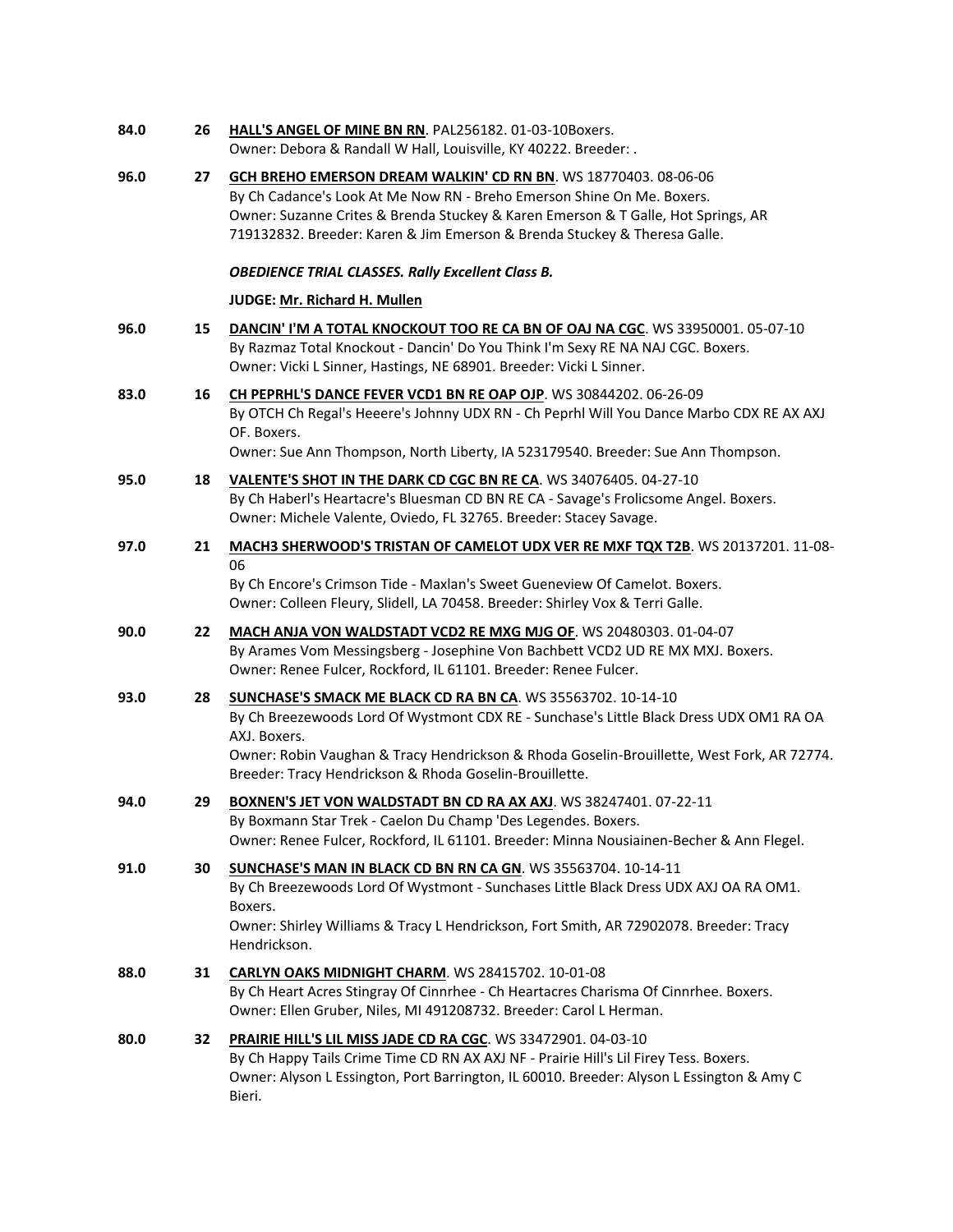**84.0** **26** **HALL'S ANGEL OF MINE BN RN**. PAL256182. 01-03-10Boxers.
Owner: Debora & Randall W Hall, Louisville, KY 40222. Breeder: .

**96.0** **27** **GCH BREHO EMERSON DREAM WALKIN' CD RN BN**. WS 18770403. 08-06-06
By Ch Cadance's Look At Me Now RN - Breho Emerson Shine On Me. Boxers.
Owner: Suzanne Crites & Brenda Stuckey & Karen Emerson & T Galle, Hot Springs, AR 719132832. Breeder: Karen & Jim Emerson & Brenda Stuckey & Theresa Galle.

***OBEDIENCE TRIAL CLASSES. Rally Excellent Class B.***

**JUDGE: Mr. Richard H. Mullen**

**96.0** **15** **DANCIN' I'M A TOTAL KNOCKOUT TOO RE CA BN OF OAJ NA CGC**. WS 33950001. 05-07-10
By Razmaz Total Knockout - Dancin' Do You Think I'm Sexy RE NA NAJ CGC. Boxers.
Owner: Vicki L Sinner, Hastings, NE 68901. Breeder: Vicki L Sinner.

**83.0** **16** **CH PEPRHL'S DANCE FEVER VCD1 BN RE OAP OJP**. WS 30844202. 06-26-09
By OTCH Ch Regal's Heeere's Johnny UDX RN - Ch Peprhl Will You Dance Marbo CDX RE AX AXJ OF. Boxers.
Owner: Sue Ann Thompson, North Liberty, IA 523179540. Breeder: Sue Ann Thompson.

**95.0** **18** **VALENTE'S SHOT IN THE DARK CD CGC BN RE CA**. WS 34076405. 04-27-10
By Ch Haberl's Heartacre's Bluesman CD BN RE CA - Savage's Frolicsome Angel. Boxers.
Owner: Michele Valente, Oviedo, FL 32765. Breeder: Stacey Savage.

**97.0** **21** **MACH3 SHERWOOD'S TRISTAN OF CAMELOT UDX VER RE MXF TQX T2B**. WS 20137201. 11-08-06
By Ch Encore's Crimson Tide - Maxlan's Sweet Gueneview Of Camelot. Boxers.
Owner: Colleen Fleury, Slidell, LA 70458. Breeder: Shirley Vox & Terri Galle.

**90.0** **22** **MACH ANJA VON WALDSTADT VCD2 RE MXG MJG OF**. WS 20480303. 01-04-07
By Arames Vom Messingsberg - Josephine Von Bachbett VCD2 UD RE MX MXJ. Boxers.
Owner: Renee Fulcer, Rockford, IL 61101. Breeder: Renee Fulcer.

**93.0** **28** **SUNCHASE'S SMACK ME BLACK CD RA BN CA**. WS 35563702. 10-14-10
By Ch Breezewoods Lord Of Wystmont CDX RE - Sunchase's Little Black Dress UDX OM1 RA OA AXJ. Boxers.
Owner: Robin Vaughan & Tracy Hendrickson & Rhoda Goselin-Brouillette, West Fork, AR 72774. Breeder: Tracy Hendrickson & Rhoda Goselin-Brouillette.

**94.0** **29** **BOXNEN'S JET VON WALDSTADT BN CD RA AX AXJ**. WS 38247401. 07-22-11
By Boxmann Star Trek - Caelon Du Champ 'Des Legendes. Boxers.
Owner: Renee Fulcer, Rockford, IL 61101. Breeder: Minna Nousiainen-Becher & Ann Flegel.

**91.0** **30** **SUNCHASE'S MAN IN BLACK CD BN RN CA GN**. WS 35563704. 10-14-11
By Ch Breezewoods Lord Of Wystmont - Sunchases Little Black Dress UDX AXJ OA RA OM1. Boxers.
Owner: Shirley Williams & Tracy L Hendrickson, Fort Smith, AR 72902078. Breeder: Tracy Hendrickson.

**88.0** **31** **CARLYN OAKS MIDNIGHT CHARM**. WS 28415702. 10-01-08
By Ch Heart Acres Stingray Of Cinnrhee - Ch Heartacres Charisma Of Cinnrhee. Boxers.
Owner: Ellen Gruber, Niles, MI 491208732. Breeder: Carol L Herman.

**80.0** **32** **PRAIRIE HILL'S LIL MISS JADE CD RA CGC**. WS 33472901. 04-03-10
By Ch Happy Tails Crime Time CD RN AX AXJ NF - Prairie Hill's Lil Firey Tess. Boxers.
Owner: Alyson L Essington, Port Barrington, IL 60010. Breeder: Alyson L Essington & Amy C Bieri.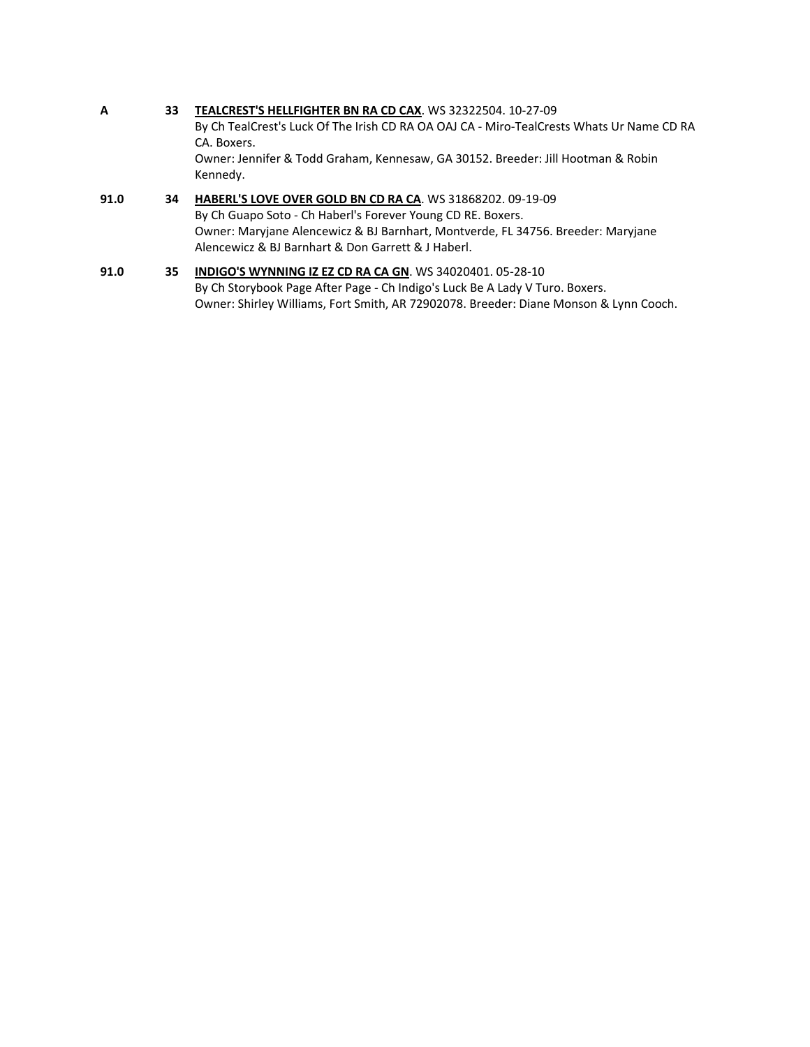**A** **33** **TEALCREST'S HELLFIGHTER BN RA CD CAX**. WS 32322504. 10-27-09
By Ch TealCrest's Luck Of The Irish CD RA OA OAJ CA - Miro-TealCrests Whats Ur Name CD RA CA. Boxers.
Owner: Jennifer & Todd Graham, Kennesaw, GA 30152. Breeder: Jill Hootman & Robin Kennedy.

**91.0** **34** **HABERL'S LOVE OVER GOLD BN CD RA CA**. WS 31868202. 09-19-09
By Ch Guapo Soto - Ch Haberl's Forever Young CD RE. Boxers.
Owner: Maryjane Alencewicz & BJ Barnhart, Montverde, FL 34756. Breeder: Maryjane Alencewicz & BJ Barnhart & Don Garrett & J Haberl.

**91.0** **35** **INDIGO'S WYNNING IZ EZ CD RA CA GN**. WS 34020401. 05-28-10
By Ch Storybook Page After Page - Ch Indigo's Luck Be A Lady V Turo. Boxers.
Owner: Shirley Williams, Fort Smith, AR 72902078. Breeder: Diane Monson & Lynn Cooch.